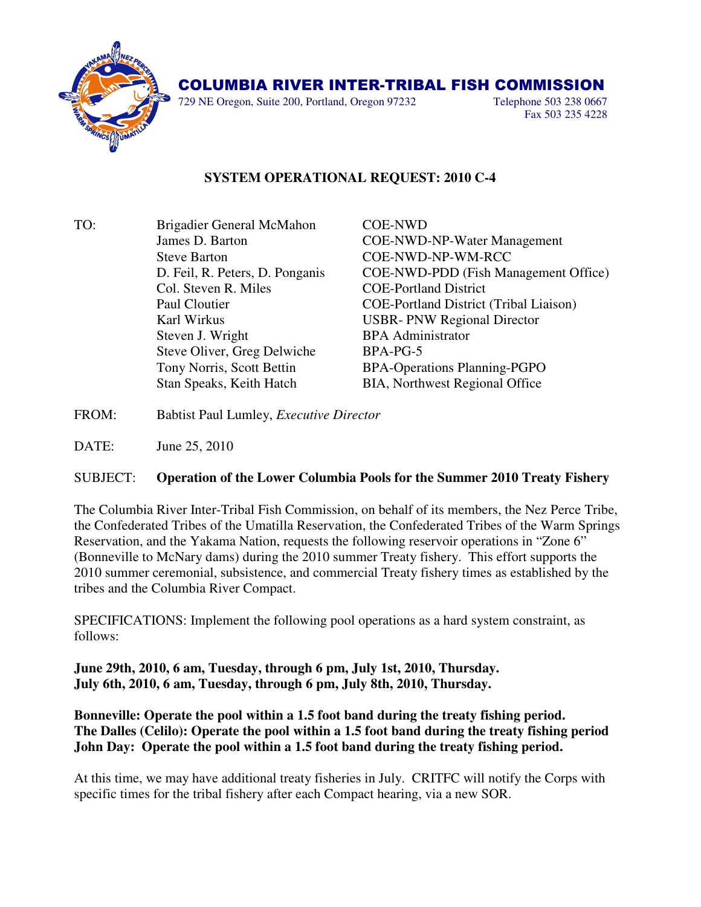# COLUMBIA RIVER INTER-TRIBAL FISH COMMISSION

729 NE Oregon, Suite 200, Portland, Oregon 97232

Telephone 503 238 0667
Fax 503 235 4228

## SYSTEM OPERATIONAL REQUEST: 2010 C-4

| TO: | Brigadier General McMahon | COE-NWD |
|---|---|---|
| | James D. Barton | COE-NWD-NP-Water Management |
| | Steve Barton | COE-NWD-NP-WM-RCC |
| | D. Feil, R. Peters, D. Ponganis | COE-NWD-PDD (Fish Management Office) |
| | Col. Steven R. Miles | COE-Portland District |
| | Paul Cloutier | COE-Portland District (Tribal Liaison) |
| | Karl Wirkus | USBR- PNW Regional Director |
| | Steven J. Wright | BPA Administrator |
| | Steve Oliver, Greg Delwiche | BPA-PG-5 |
| | Tony Norris, Scott Bettin | BPA-Operations Planning-PGPO |
| | Stan Speaks, Keith Hatch | BIA, Northwest Regional Office |

FROM: Babtist Paul Lumley, *Executive Director*

DATE: June 25, 2010

SUBJECT: **Operation of the Lower Columbia Pools for the Summer 2010 Treaty Fishery**

The Columbia River Inter-Tribal Fish Commission, on behalf of its members, the Nez Perce Tribe, the Confederated Tribes of the Umatilla Reservation, the Confederated Tribes of the Warm Springs Reservation, and the Yakama Nation, requests the following reservoir operations in "Zone 6" (Bonneville to McNary dams) during the 2010 summer Treaty fishery. This effort supports the 2010 summer ceremonial, subsistence, and commercial Treaty fishery times as established by the tribes and the Columbia River Compact.

SPECIFICATIONS: Implement the following pool operations as a hard system constraint, as follows:

**June 29th, 2010, 6 am, Tuesday, through 6 pm, July 1st, 2010, Thursday.**
**July 6th, 2010, 6 am, Tuesday, through 6 pm, July 8th, 2010, Thursday.**

**Bonneville: Operate the pool within a 1.5 foot band during the treaty fishing period.**
**The Dalles (Celilo): Operate the pool within a 1.5 foot band during the treaty fishing period**
**John Day: Operate the pool within a 1.5 foot band during the treaty fishing period.**

At this time, we may have additional treaty fisheries in July. CRITFC will notify the Corps with specific times for the tribal fishery after each Compact hearing, via a new SOR.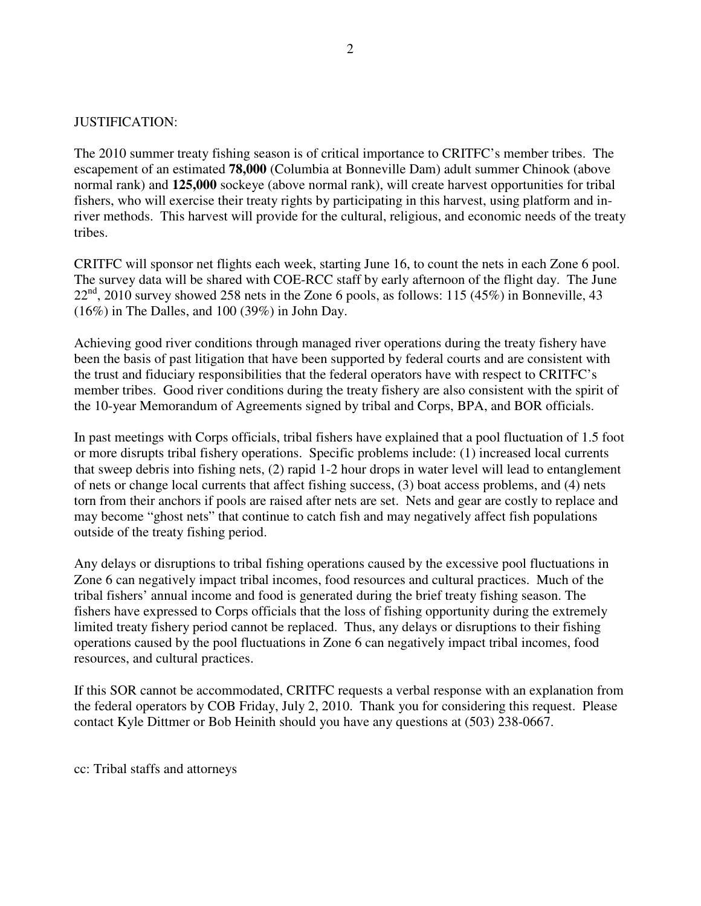JUSTIFICATION:

The 2010 summer treaty fishing season is of critical importance to CRITFC's member tribes. The escapement of an estimated **78,000** (Columbia at Bonneville Dam) adult summer Chinook (above normal rank) and **125,000** sockeye (above normal rank), will create harvest opportunities for tribal fishers, who will exercise their treaty rights by participating in this harvest, using platform and in-river methods. This harvest will provide for the cultural, religious, and economic needs of the treaty tribes.

CRITFC will sponsor net flights each week, starting June 16, to count the nets in each Zone 6 pool. The survey data will be shared with COE-RCC staff by early afternoon of the flight day. The June 22nd, 2010 survey showed 258 nets in the Zone 6 pools, as follows: 115 (45%) in Bonneville, 43 (16%) in The Dalles, and 100 (39%) in John Day.

Achieving good river conditions through managed river operations during the treaty fishery have been the basis of past litigation that have been supported by federal courts and are consistent with the trust and fiduciary responsibilities that the federal operators have with respect to CRITFC's member tribes. Good river conditions during the treaty fishery are also consistent with the spirit of the 10-year Memorandum of Agreements signed by tribal and Corps, BPA, and BOR officials.

In past meetings with Corps officials, tribal fishers have explained that a pool fluctuation of 1.5 foot or more disrupts tribal fishery operations. Specific problems include: (1) increased local currents that sweep debris into fishing nets, (2) rapid 1-2 hour drops in water level will lead to entanglement of nets or change local currents that affect fishing success, (3) boat access problems, and (4) nets torn from their anchors if pools are raised after nets are set. Nets and gear are costly to replace and may become "ghost nets" that continue to catch fish and may negatively affect fish populations outside of the treaty fishing period.

Any delays or disruptions to tribal fishing operations caused by the excessive pool fluctuations in Zone 6 can negatively impact tribal incomes, food resources and cultural practices. Much of the tribal fishers' annual income and food is generated during the brief treaty fishing season. The fishers have expressed to Corps officials that the loss of fishing opportunity during the extremely limited treaty fishery period cannot be replaced. Thus, any delays or disruptions to their fishing operations caused by the pool fluctuations in Zone 6 can negatively impact tribal incomes, food resources, and cultural practices.

If this SOR cannot be accommodated, CRITFC requests a verbal response with an explanation from the federal operators by COB Friday, July 2, 2010. Thank you for considering this request. Please contact Kyle Dittmer or Bob Heinith should you have any questions at (503) 238-0667.

cc: Tribal staffs and attorneys